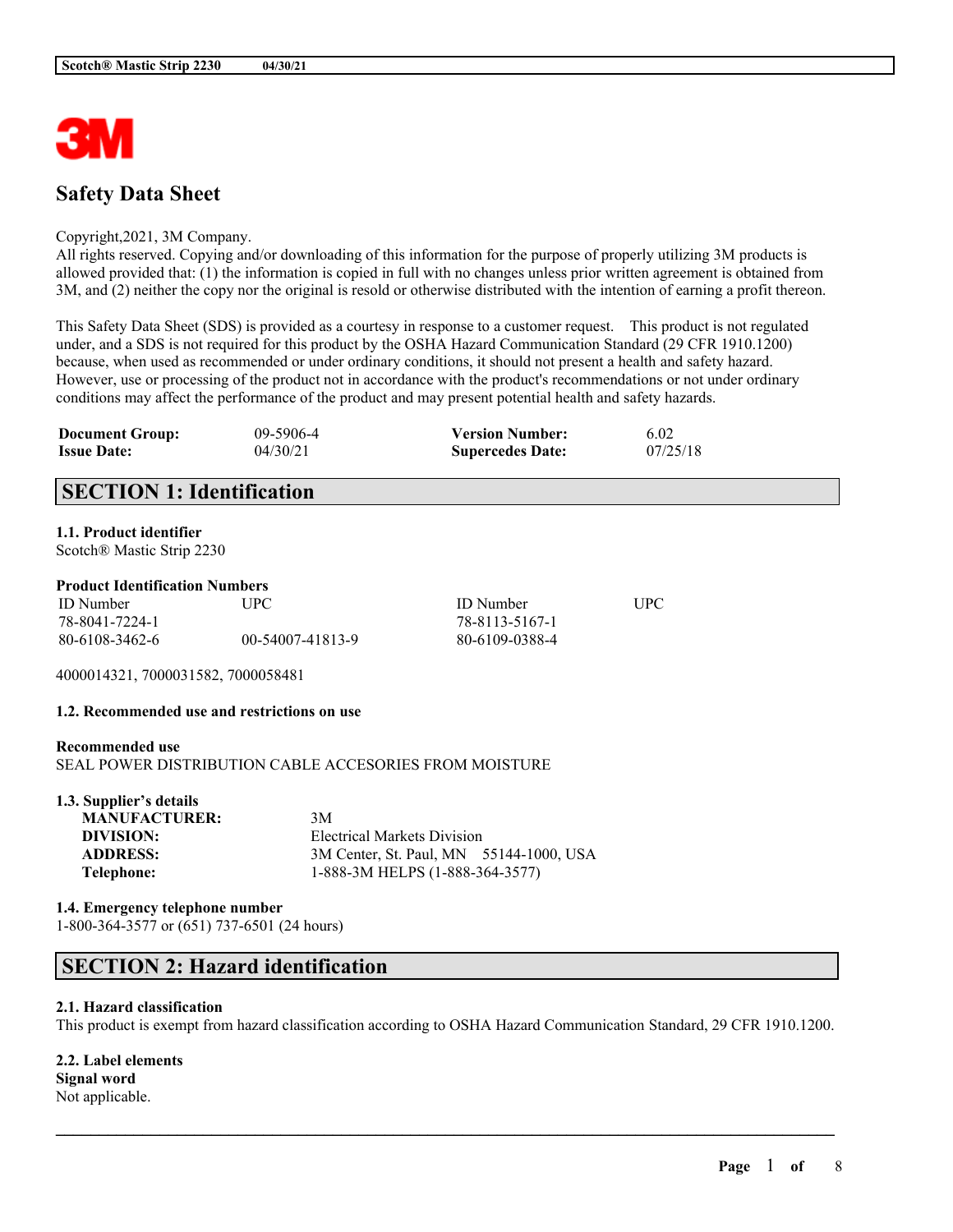# Safety Data Sheet

Copyright,2021, 3M Company.
All rights reserved. Copying and/or downloading of this information for the purpose of properly utilizing 3M products is allowed provided that: (1) the information is copied in full with no changes unless prior written agreement is obtained from 3M, and (2) neither the copy nor the original is resold or otherwise distributed with the intention of earning a profit thereon.

This Safety Data Sheet (SDS) is provided as a courtesy in response to a customer request. This product is not regulated under, and a SDS is not required for this product by the OSHA Hazard Communication Standard (29 CFR 1910.1200) because, when used as recommended or under ordinary conditions, it should not present a health and safety hazard. However, use or processing of the product not in accordance with the product's recommendations or not under ordinary conditions may affect the performance of the product and may present potential health and safety hazards.

| | | | |
|---|---|---|---|
| **Document Group:** | 09-5906-4 | **Version Number:** | 6.02 |
| **Issue Date:** | 04/30/21 | **Supercedes Date:** | 07/25/18 |

## SECTION 1: Identification

**1.1. Product identifier**
Scotch® Mastic Strip 2230

**Product Identification Numbers**

| ID Number | UPC | ID Number | UPC |
|---|---|---|---|
| 78-8041-7224-1 | | 78-8113-5167-1 | |
| 80-6108-3462-6 | 00-54007-41813-9 | 80-6109-0388-4 | |

4000014321, 7000031582, 7000058481

**1.2. Recommended use and restrictions on use**

**Recommended use**
SEAL POWER DISTRIBUTION CABLE ACCESORIES FROM MOISTURE

**1.3. Supplier's details**

| | |
|---|---|
| **MANUFACTURER:** | 3M |
| **DIVISION:** | Electrical Markets Division |
| **ADDRESS:** | 3M Center, St. Paul, MN 55144-1000, USA |
| **Telephone:** | 1-888-3M HELPS (1-888-364-3577) |

**1.4. Emergency telephone number**
1-800-364-3577 or (651) 737-6501 (24 hours)

## SECTION 2: Hazard identification

**2.1. Hazard classification**
This product is exempt from hazard classification according to OSHA Hazard Communication Standard, 29 CFR 1910.1200.

**2.2. Label elements**
**Signal word**
Not applicable.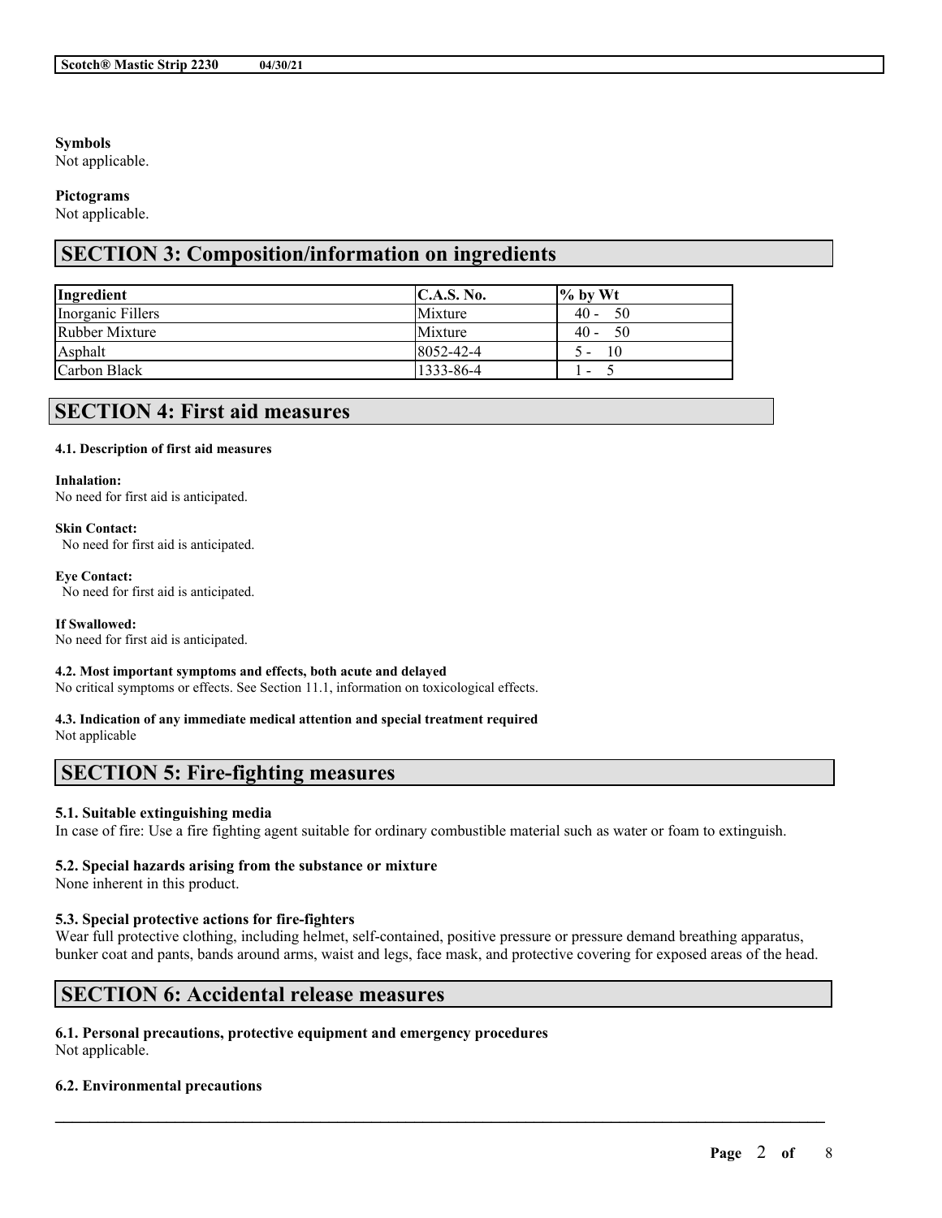**Symbols**
Not applicable.

**Pictograms**
Not applicable.

## SECTION 3: Composition/information on ingredients

| Ingredient | C.A.S. No. | % by Wt |
|---|---|---|
| Inorganic Fillers | Mixture | 40 - 50 |
| Rubber Mixture | Mixture | 40 - 50 |
| Asphalt | 8052-42-4 | 5 - 10 |
| Carbon Black | 1333-86-4 | 1 - 5 |

## SECTION 4: First aid measures

**4.1. Description of first aid measures**

**Inhalation:**
No need for first aid is anticipated.

**Skin Contact:**
No need for first aid is anticipated.

**Eye Contact:**
No need for first aid is anticipated.

**If Swallowed:**
No need for first aid is anticipated.

**4.2. Most important symptoms and effects, both acute and delayed**
No critical symptoms or effects. See Section 11.1, information on toxicological effects.

**4.3. Indication of any immediate medical attention and special treatment required**
Not applicable

## SECTION 5: Fire-fighting measures

**5.1. Suitable extinguishing media**
In case of fire: Use a fire fighting agent suitable for ordinary combustible material such as water or foam to extinguish.

**5.2. Special hazards arising from the substance or mixture**
None inherent in this product.

**5.3. Special protective actions for fire-fighters**
Wear full protective clothing, including helmet, self-contained, positive pressure or pressure demand breathing apparatus, bunker coat and pants, bands around arms, waist and legs, face mask, and protective covering for exposed areas of the head.

## SECTION 6: Accidental release measures

**6.1. Personal precautions, protective equipment and emergency procedures**
Not applicable.

**6.2. Environmental precautions**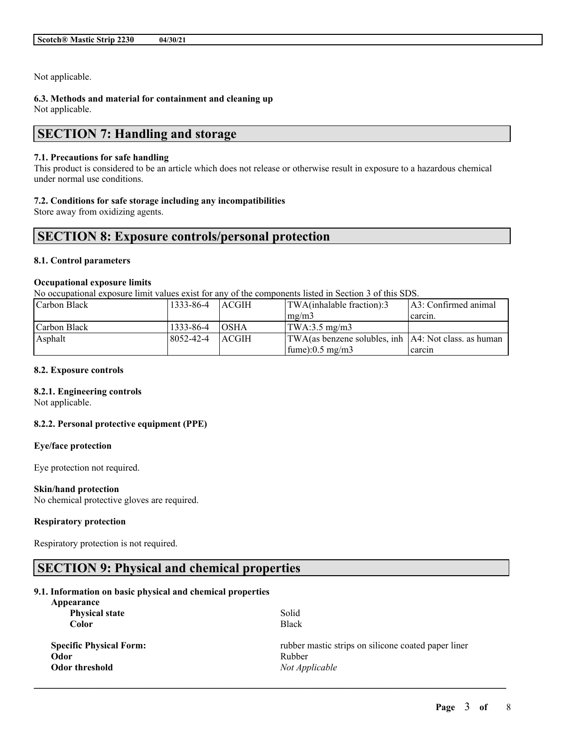Not applicable.

### 6.3. Methods and material for containment and cleaning up

Not applicable.

## SECTION 7: Handling and storage

### 7.1. Precautions for safe handling

This product is considered to be an article which does not release or otherwise result in exposure to a hazardous chemical under normal use conditions.

### 7.2. Conditions for safe storage including any incompatibilities

Store away from oxidizing agents.

## SECTION 8: Exposure controls/personal protection

### 8.1. Control parameters

**Occupational exposure limits**

No occupational exposure limit values exist for any of the components listed in Section 3 of this SDS.

| | | | | |
|---|---|---|---|---|
| Carbon Black | 1333-86-4 | ACGIH | TWA(inhalable fraction):3 mg/m3 | A3: Confirmed animal carcin. |
| Carbon Black | 1333-86-4 | OSHA | TWA:3.5 mg/m3 | |
| Asphalt | 8052-42-4 | ACGIH | TWA(as benzene solubles, inh fume):0.5 mg/m3 | A4: Not class. as human carcin |

### 8.2. Exposure controls

**8.2.1. Engineering controls**

Not applicable.

**8.2.2. Personal protective equipment (PPE)**

**Eye/face protection**

Eye protection not required.

**Skin/hand protection**

No chemical protective gloves are required.

**Respiratory protection**

Respiratory protection is not required.

## SECTION 9: Physical and chemical properties

### 9.1. Information on basic physical and chemical properties

**Appearance**

| | |
|---|---|
| **Physical state** | Solid |
| **Color** | Black |
| **Specific Physical Form:** | rubber mastic strips on silicone coated paper liner |
| **Odor** | Rubber |
| **Odor threshold** | *Not Applicable* |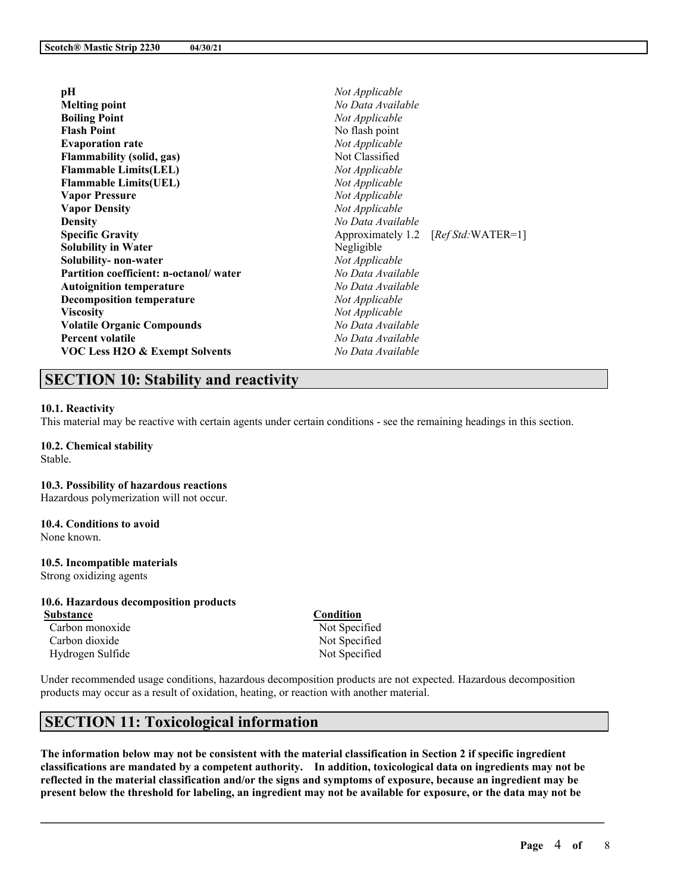| | |
|---|---|
| **pH** | *Not Applicable* |
| **Melting point** | *No Data Available* |
| **Boiling Point** | *Not Applicable* |
| **Flash Point** | No flash point |
| **Evaporation rate** | *Not Applicable* |
| **Flammability (solid, gas)** | Not Classified |
| **Flammable Limits(LEL)** | *Not Applicable* |
| **Flammable Limits(UEL)** | *Not Applicable* |
| **Vapor Pressure** | *Not Applicable* |
| **Vapor Density** | *Not Applicable* |
| **Density** | *No Data Available* |
| **Specific Gravity** | Approximately 1.2 [*Ref Std:*WATER=1] |
| **Solubility in Water** | Negligible |
| **Solubility- non-water** | *Not Applicable* |
| **Partition coefficient: n-octanol/ water** | *No Data Available* |
| **Autoignition temperature** | *No Data Available* |
| **Decomposition temperature** | *Not Applicable* |
| **Viscosity** | *Not Applicable* |
| **Volatile Organic Compounds** | *No Data Available* |
| **Percent volatile** | *No Data Available* |
| **VOC Less H2O & Exempt Solvents** | *No Data Available* |

## SECTION 10: Stability and reactivity

**10.1. Reactivity**
This material may be reactive with certain agents under certain conditions - see the remaining headings in this section.

**10.2. Chemical stability**
Stable.

**10.3. Possibility of hazardous reactions**
Hazardous polymerization will not occur.

**10.4. Conditions to avoid**
None known.

**10.5. Incompatible materials**
Strong oxidizing agents

**10.6. Hazardous decomposition products**

| Substance | Condition |
|---|---|
| Carbon monoxide | Not Specified |
| Carbon dioxide | Not Specified |
| Hydrogen Sulfide | Not Specified |

Under recommended usage conditions, hazardous decomposition products are not expected. Hazardous decomposition products may occur as a result of oxidation, heating, or reaction with another material.

## SECTION 11: Toxicological information

**The information below may not be consistent with the material classification in Section 2 if specific ingredient classifications are mandated by a competent authority. In addition, toxicological data on ingredients may not be reflected in the material classification and/or the signs and symptoms of exposure, because an ingredient may be present below the threshold for labeling, an ingredient may not be available for exposure, or the data may not be**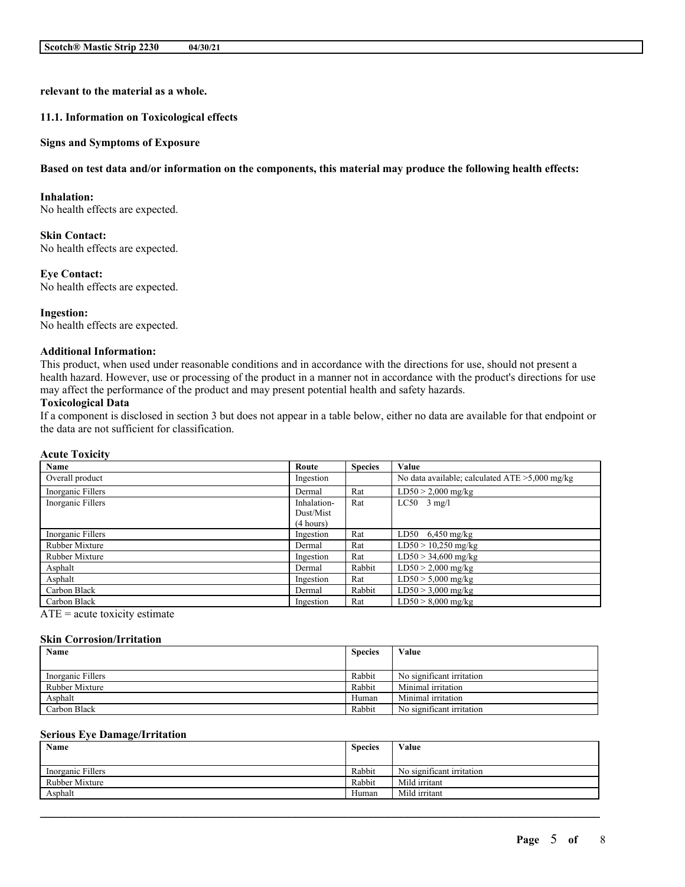**relevant to the material as a whole.**

### 11.1. Information on Toxicological effects

**Signs and Symptoms of Exposure**

**Based on test data and/or information on the components, this material may produce the following health effects:**

**Inhalation:**
No health effects are expected.

**Skin Contact:**
No health effects are expected.

**Eye Contact:**
No health effects are expected.

**Ingestion:**
No health effects are expected.

**Additional Information:**
This product, when used under reasonable conditions and in accordance with the directions for use, should not present a health hazard. However, use or processing of the product in a manner not in accordance with the product's directions for use may affect the performance of the product and may present potential health and safety hazards.

**Toxicological Data**
If a component is disclosed in section 3 but does not appear in a table below, either no data are available for that endpoint or the data are not sufficient for classification.

**Acute Toxicity**

| Name | Route | Species | Value |
|---|---|---|---|
| Overall product | Ingestion | | No data available; calculated ATE >5,000 mg/kg |
| Inorganic Fillers | Dermal | Rat | LD50 > 2,000 mg/kg |
| Inorganic Fillers | Inhalation-Dust/Mist (4 hours) | Rat | LC50 3 mg/l |
| Inorganic Fillers | Ingestion | Rat | LD50 6,450 mg/kg |
| Rubber Mixture | Dermal | Rat | LD50 > 10,250 mg/kg |
| Rubber Mixture | Ingestion | Rat | LD50 > 34,600 mg/kg |
| Asphalt | Dermal | Rabbit | LD50 > 2,000 mg/kg |
| Asphalt | Ingestion | Rat | LD50 > 5,000 mg/kg |
| Carbon Black | Dermal | Rabbit | LD50 > 3,000 mg/kg |
| Carbon Black | Ingestion | Rat | LD50 > 8,000 mg/kg |

ATE = acute toxicity estimate

**Skin Corrosion/Irritation**

| Name | Species | Value |
|---|---|---|
| Inorganic Fillers | Rabbit | No significant irritation |
| Rubber Mixture | Rabbit | Minimal irritation |
| Asphalt | Human | Minimal irritation |
| Carbon Black | Rabbit | No significant irritation |

**Serious Eye Damage/Irritation**

| Name | Species | Value |
|---|---|---|
| Inorganic Fillers | Rabbit | No significant irritation |
| Rubber Mixture | Rabbit | Mild irritant |
| Asphalt | Human | Mild irritant |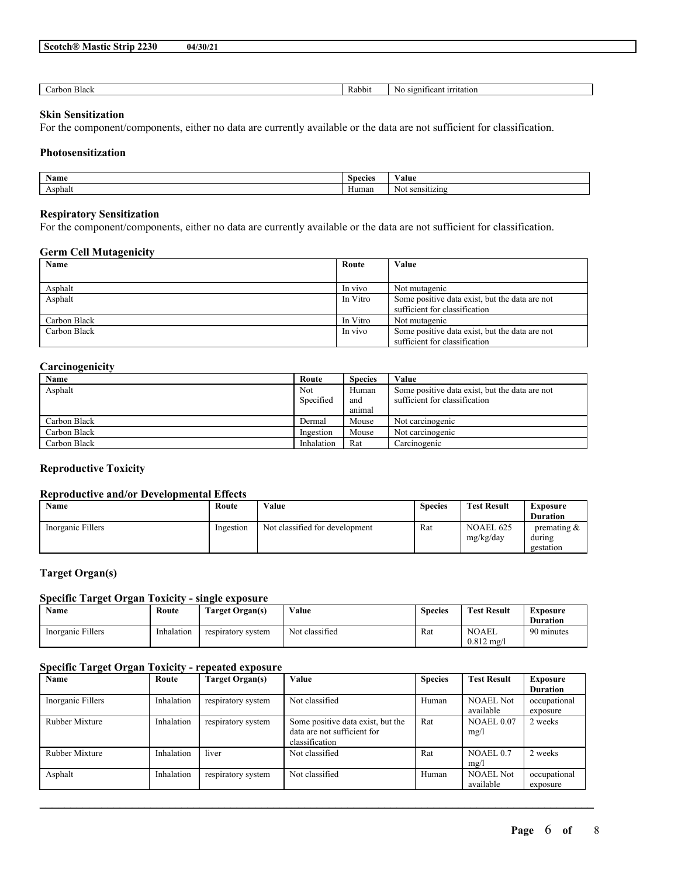| Carbon Black | Rabbit | No significant irritation |
|---|---|---|

**Skin Sensitization**

For the component/components, either no data are currently available or the data are not sufficient for classification.

**Photosensitization**

| Name | Species | Value |
|---|---|---|
| Asphalt | Human | Not sensitizing |

**Respiratory Sensitization**

For the component/components, either no data are currently available or the data are not sufficient for classification.

**Germ Cell Mutagenicity**

| Name | Route | Value |
|---|---|---|
| Asphalt | In vivo | Not mutagenic |
| Asphalt | In Vitro | Some positive data exist, but the data are not sufficient for classification |
| Carbon Black | In Vitro | Not mutagenic |
| Carbon Black | In vivo | Some positive data exist, but the data are not sufficient for classification |

**Carcinogenicity**

| Name | Route | Species | Value |
|---|---|---|---|
| Asphalt | Not Specified | Human and animal | Some positive data exist, but the data are not sufficient for classification |
| Carbon Black | Dermal | Mouse | Not carcinogenic |
| Carbon Black | Ingestion | Mouse | Not carcinogenic |
| Carbon Black | Inhalation | Rat | Carcinogenic |

**Reproductive Toxicity**

**Reproductive and/or Developmental Effects**

| Name | Route | Value | Species | Test Result | Exposure Duration |
|---|---|---|---|---|---|
| Inorganic Fillers | Ingestion | Not classified for development | Rat | NOAEL 625 mg/kg/day | premating & during gestation |

**Target Organ(s)**

**Specific Target Organ Toxicity - single exposure**

| Name | Route | Target Organ(s) | Value | Species | Test Result | Exposure Duration |
|---|---|---|---|---|---|---|
| Inorganic Fillers | Inhalation | respiratory system | Not classified | Rat | NOAEL 0.812 mg/l | 90 minutes |

**Specific Target Organ Toxicity - repeated exposure**

| Name | Route | Target Organ(s) | Value | Species | Test Result | Exposure Duration |
|---|---|---|---|---|---|---|
| Inorganic Fillers | Inhalation | respiratory system | Not classified | Human | NOAEL Not available | occupational exposure |
| Rubber Mixture | Inhalation | respiratory system | Some positive data exist, but the data are not sufficient for classification | Rat | NOAEL 0.07 mg/l | 2 weeks |
| Rubber Mixture | Inhalation | liver | Not classified | Rat | NOAEL 0.7 mg/l | 2 weeks |
| Asphalt | Inhalation | respiratory system | Not classified | Human | NOAEL Not available | occupational exposure |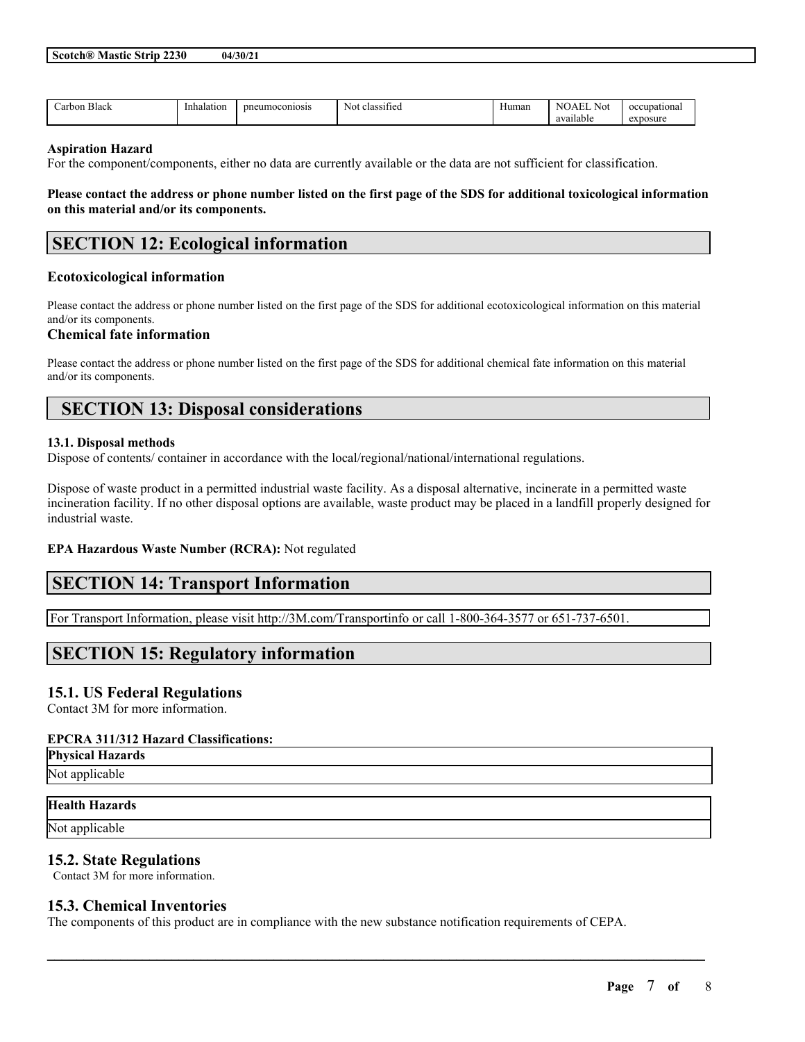| Carbon Black | Inhalation | pneumoconiosis | Not classified | Human | NOAEL Not available | occupational exposure |
|---|---|---|---|---|---|---|

**Aspiration Hazard**

For the component/components, either no data are currently available or the data are not sufficient for classification.

**Please contact the address or phone number listed on the first page of the SDS for additional toxicological information on this material and/or its components.**

## SECTION 12: Ecological information

### Ecotoxicological information

Please contact the address or phone number listed on the first page of the SDS for additional ecotoxicological information on this material and/or its components.

### Chemical fate information

Please contact the address or phone number listed on the first page of the SDS for additional chemical fate information on this material and/or its components.

## SECTION 13: Disposal considerations

**13.1. Disposal methods**

Dispose of contents/ container in accordance with the local/regional/national/international regulations.

Dispose of waste product in a permitted industrial waste facility. As a disposal alternative, incinerate in a permitted waste incineration facility. If no other disposal options are available, waste product may be placed in a landfill properly designed for industrial waste.

**EPA Hazardous Waste Number (RCRA):** Not regulated

## SECTION 14: Transport Information

For Transport Information, please visit http://3M.com/Transportinfo or call 1-800-364-3577 or 651-737-6501.

## SECTION 15: Regulatory information

### 15.1. US Federal Regulations

Contact 3M for more information.

**EPCRA 311/312 Hazard Classifications:**

| Physical Hazards |
|---|
| Not applicable |

| Health Hazards |
|---|
| Not applicable |

### 15.2. State Regulations

Contact 3M for more information.

### 15.3. Chemical Inventories

The components of this product are in compliance with the new substance notification requirements of CEPA.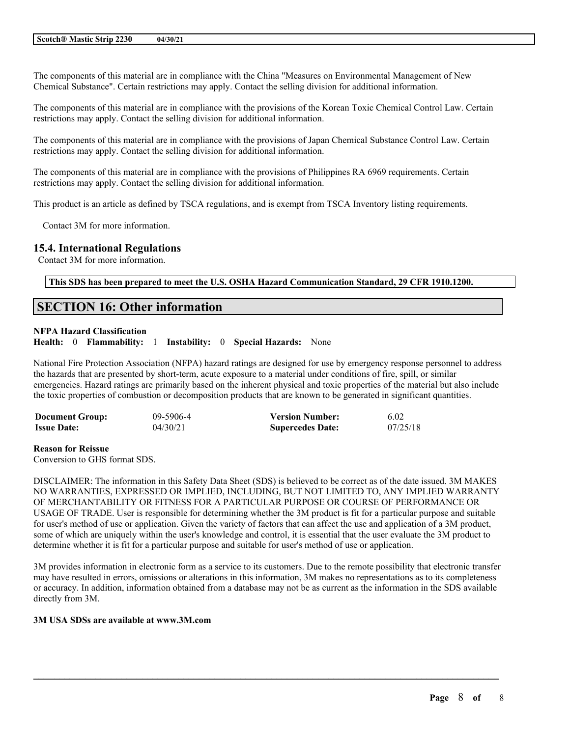The components of this material are in compliance with the China "Measures on Environmental Management of New Chemical Substance". Certain restrictions may apply. Contact the selling division for additional information.

The components of this material are in compliance with the provisions of the Korean Toxic Chemical Control Law. Certain restrictions may apply. Contact the selling division for additional information.

The components of this material are in compliance with the provisions of Japan Chemical Substance Control Law. Certain restrictions may apply. Contact the selling division for additional information.

The components of this material are in compliance with the provisions of Philippines RA 6969 requirements. Certain restrictions may apply. Contact the selling division for additional information.

This product is an article as defined by TSCA regulations, and is exempt from TSCA Inventory listing requirements.

Contact 3M for more information.

### 15.4. International Regulations

Contact 3M for more information.

**This SDS has been prepared to meet the U.S. OSHA Hazard Communication Standard, 29 CFR 1910.1200.**

## SECTION 16: Other information

**NFPA Hazard Classification**

**Health:** 0 **Flammability:** 1 **Instability:** 0 **Special Hazards:** None

National Fire Protection Association (NFPA) hazard ratings are designed for use by emergency response personnel to address the hazards that are presented by short-term, acute exposure to a material under conditions of fire, spill, or similar emergencies. Hazard ratings are primarily based on the inherent physical and toxic properties of the material but also include the toxic properties of combustion or decomposition products that are known to be generated in significant quantities.

| | | | |
|---|---|---|---|
| **Document Group:** | 09-5906-4 | **Version Number:** | 6.02 |
| **Issue Date:** | 04/30/21 | **Supercedes Date:** | 07/25/18 |

**Reason for Reissue**

Conversion to GHS format SDS.

DISCLAIMER: The information in this Safety Data Sheet (SDS) is believed to be correct as of the date issued. 3M MAKES NO WARRANTIES, EXPRESSED OR IMPLIED, INCLUDING, BUT NOT LIMITED TO, ANY IMPLIED WARRANTY OF MERCHANTABILITY OR FITNESS FOR A PARTICULAR PURPOSE OR COURSE OF PERFORMANCE OR USAGE OF TRADE. User is responsible for determining whether the 3M product is fit for a particular purpose and suitable for user's method of use or application. Given the variety of factors that can affect the use and application of a 3M product, some of which are uniquely within the user's knowledge and control, it is essential that the user evaluate the 3M product to determine whether it is fit for a particular purpose and suitable for user's method of use or application.

3M provides information in electronic form as a service to its customers. Due to the remote possibility that electronic transfer may have resulted in errors, omissions or alterations in this information, 3M makes no representations as to its completeness or accuracy. In addition, information obtained from a database may not be as current as the information in the SDS available directly from 3M.

**3M USA SDSs are available at www.3M.com**